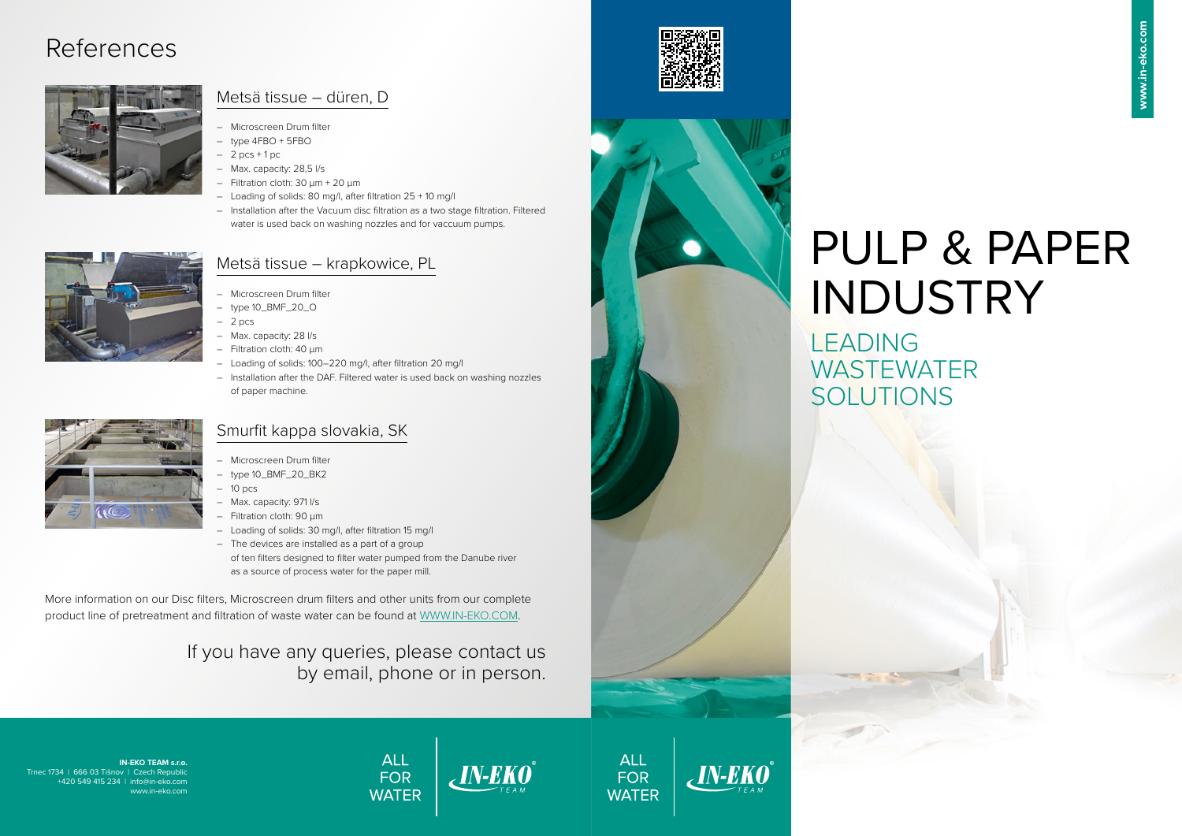# References

## Metsä tissue – düren, D

- Microscreen Drum filter
- type 4FBO + 5FBO
- 2 pcs + 1 pc
- Max. capacity: 28,5 l/s
- Filtration cloth: 30 µm + 20 µm
- Loading of solids: 80 mg/l, after filtration 25 + 10 mg/l
- Installation after the Vacuum disc filtration as a two stage filtration. Filtered water is used back on washing nozzles and for vaccuum pumps.

## Metsä tissue – krapkowice, PL

- Microscreen Drum filter
- type 10_BMF_20_O
- 2 pcs
- Max. capacity: 28 l/s
- Filtration cloth: 40 µm
- Loading of solids: 100–220 mg/l, after filtration 20 mg/l
- Installation after the DAF. Filtered water is used back on washing nozzles of paper machine.

## Smurfit kappa slovakia, SK

- Microscreen Drum filter
- type 10_BMF_20_BK2
- 10 pcs
- Max. capacity: 971 l/s
- Filtration cloth: 90 µm
- Loading of solids: 30 mg/l, after filtration 15 mg/l
- The devices are installed as a part of a group of ten filters designed to filter water pumped from the Danube river as a source of process water for the paper mill.

More information on our Disc filters, Microscreen drum filters and other units from our complete product line of pretreatment and filtration of waste water can be found at WWW.IN-EKO.COM.

If you have any queries, please contact us by email, phone or in person.

**IN-EKO TEAM s.r.o.**
Trnec 1734 | 666 03 Tišnov | Czech Republic
+420 549 415 234 | info@in-eko.com
www.in-eko.com

ALL FOR WATER

IN-EKO TEAM

ALL FOR WATER

IN-EKO TEAM

www.in-eko.com

# PULP & PAPER INDUSTRY

## LEADING WASTEWATER SOLUTIONS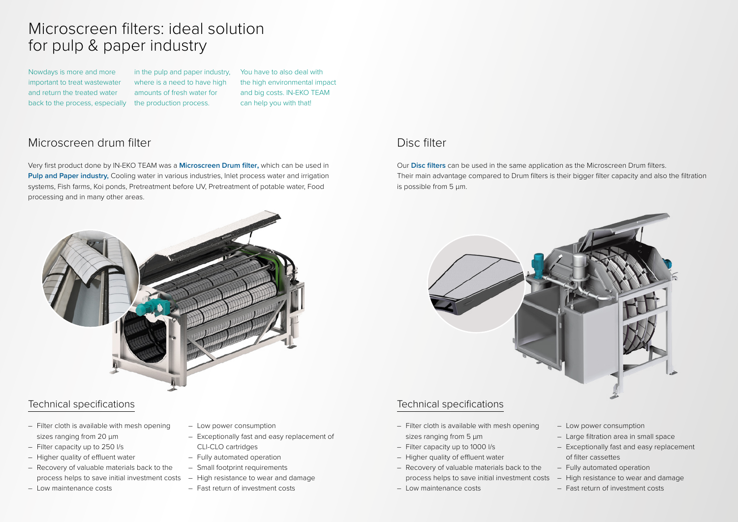# Microscreen filters: ideal solution for pulp & paper industry

Nowdays is more and more important to treat wastewater and return the treated water back to the process, especially in the pulp and paper industry, where is a need to have high amounts of fresh water for the production process. You have to also deal with the high environmental impact and big costs. IN-EKO TEAM can help you with that!

## Microscreen drum filter

Very first product done by IN-EKO TEAM was a **Microscreen Drum filter,** which can be used in **Pulp and Paper industry,** Cooling water in various industries, Inlet process water and irrigation systems, Fish farms, Koi ponds, Pretreatment before UV, Pretreatment of potable water, Food processing and in many other areas.

### Technical specifications

- Filter cloth is available with mesh opening sizes ranging from 20 µm
- Filter capacity up to 250 l/s
- Higher quality of effluent water
- Recovery of valuable materials back to the process helps to save initial investment costs
- Low maintenance costs
- Low power consumption
- Exceptionally fast and easy replacement of CLI-CLO cartridges
- Fully automated operation
- Small footprint requirements
- High resistance to wear and damage
- Fast return of investment costs

## Disc filter

Our **Disc filters** can be used in the same application as the Microscreen Drum filters. Their main advantage compared to Drum filters is their bigger filter capacity and also the filtration is possible from 5 µm.

### Technical specifications

- Filter cloth is available with mesh opening sizes ranging from 5 µm
- Filter capacity up to 1000 l/s
- Higher quality of effluent water
- Recovery of valuable materials back to the process helps to save initial investment costs
- Low maintenance costs
- Low power consumption
- Large filtration area in small space
- Exceptionally fast and easy replacement of filter cassettes
- Fully automated operation
- High resistance to wear and damage
- Fast return of investment costs